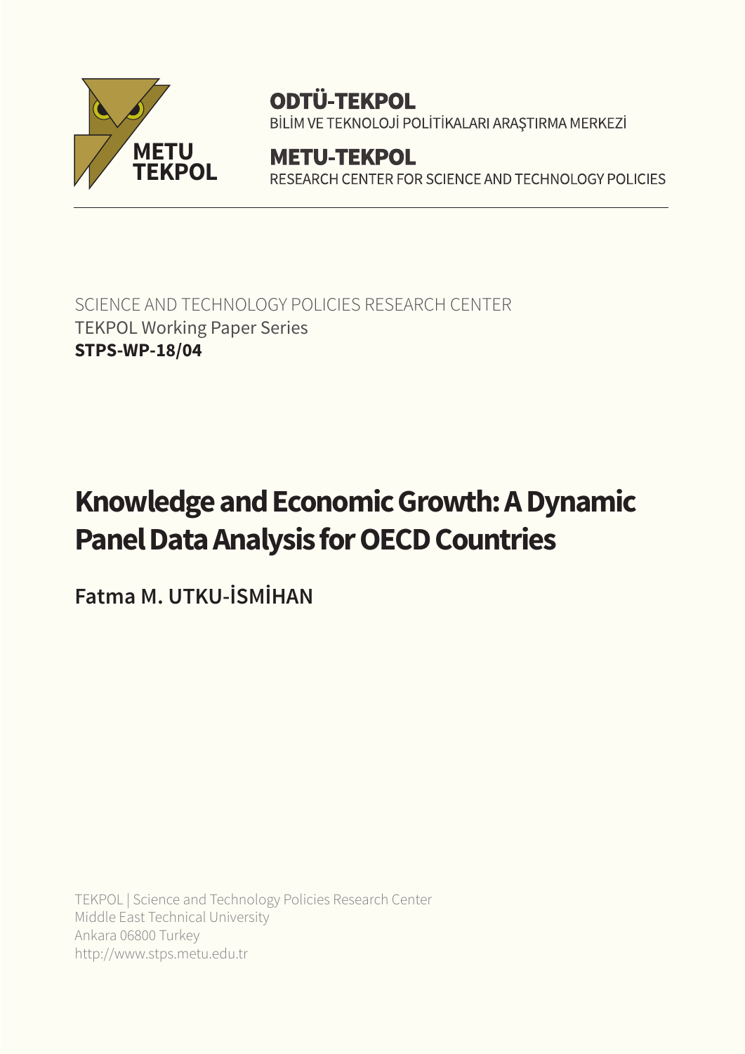**ODTÜ-TEKPOL**
BİLİM VE TEKNOLOJİ POLİTİKALARI ARAŞTIRMA MERKEZİ

**METU-TEKPOL**
RESEARCH CENTER FOR SCIENCE AND TECHNOLOGY POLICIES

SCIENCE AND TECHNOLOGY POLICIES RESEARCH CENTER
TEKPOL Working Paper Series
**STPS-WP-18/04**

# Knowledge and Economic Growth: A Dynamic Panel Data Analysis for OECD Countries

**Fatma M. UTKU-İSMİHAN**

TEKPOL | Science and Technology Policies Research Center
Middle East Technical University
Ankara 06800 Turkey
http://www.stps.metu.edu.tr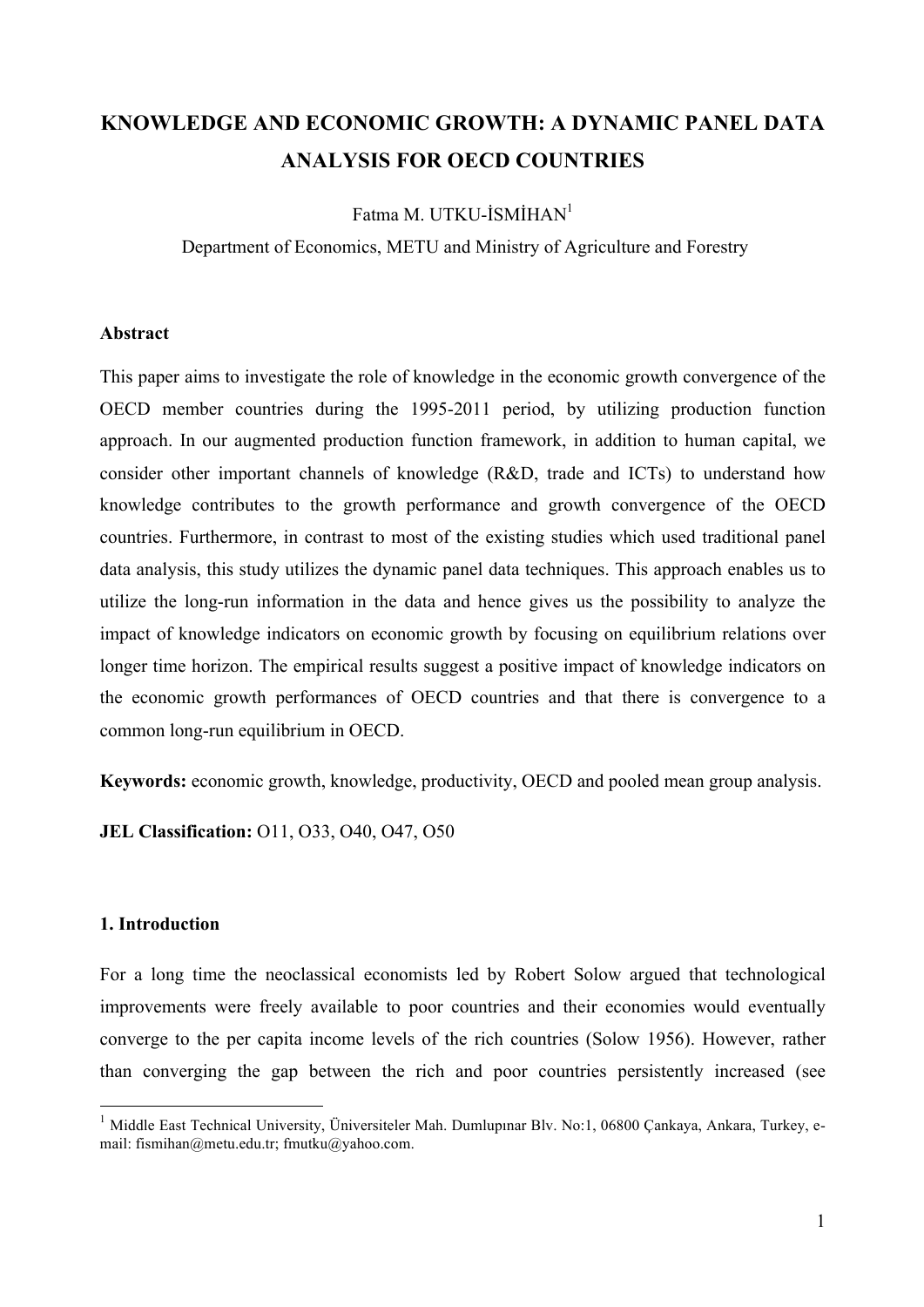# KNOWLEDGE AND ECONOMIC GROWTH: A DYNAMIC PANEL DATA ANALYSIS FOR OECD COUNTRIES

Fatma M. UTKU-İSMİHAN[1]

Department of Economics, METU and Ministry of Agriculture and Forestry

### Abstract

This paper aims to investigate the role of knowledge in the economic growth convergence of the OECD member countries during the 1995-2011 period, by utilizing production function approach. In our augmented production function framework, in addition to human capital, we consider other important channels of knowledge (R&D, trade and ICTs) to understand how knowledge contributes to the growth performance and growth convergence of the OECD countries. Furthermore, in contrast to most of the existing studies which used traditional panel data analysis, this study utilizes the dynamic panel data techniques. This approach enables us to utilize the long-run information in the data and hence gives us the possibility to analyze the impact of knowledge indicators on economic growth by focusing on equilibrium relations over longer time horizon. The empirical results suggest a positive impact of knowledge indicators on the economic growth performances of OECD countries and that there is convergence to a common long-run equilibrium in OECD.

**Keywords:** economic growth, knowledge, productivity, OECD and pooled mean group analysis.

**JEL Classification:** O11, O33, O40, O47, O50

### 1. Introduction

For a long time the neoclassical economists led by Robert Solow argued that technological improvements were freely available to poor countries and their economies would eventually converge to the per capita income levels of the rich countries (Solow 1956). However, rather than converging the gap between the rich and poor countries persistently increased (see

[1] Middle East Technical University, Üniversiteler Mah. Dumlupınar Blv. No:1, 06800 Çankaya, Ankara, Turkey, e-mail: fismihan@metu.edu.tr; fmutku@yahoo.com.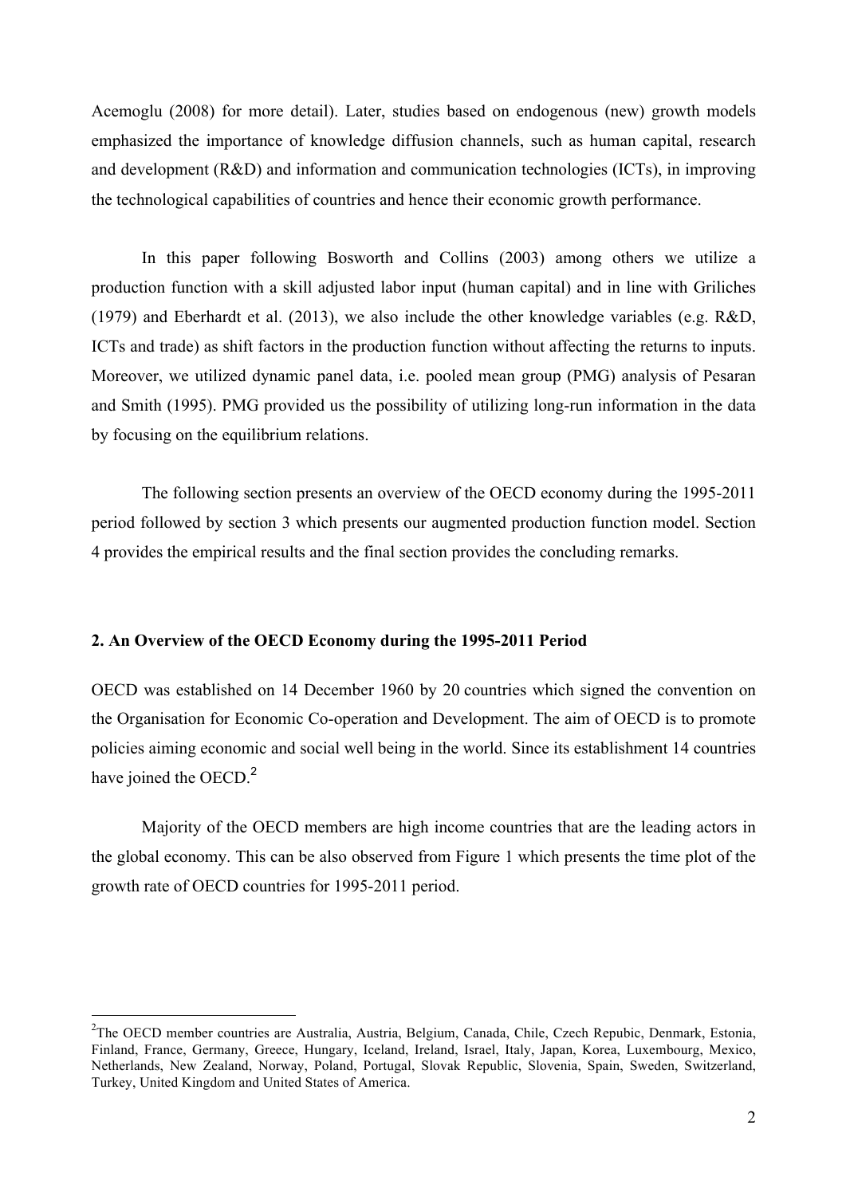Acemoglu (2008) for more detail). Later, studies based on endogenous (new) growth models emphasized the importance of knowledge diffusion channels, such as human capital, research and development (R&D) and information and communication technologies (ICTs), in improving the technological capabilities of countries and hence their economic growth performance.

In this paper following Bosworth and Collins (2003) among others we utilize a production function with a skill adjusted labor input (human capital) and in line with Griliches (1979) and Eberhardt et al. (2013), we also include the other knowledge variables (e.g. R&D, ICTs and trade) as shift factors in the production function without affecting the returns to inputs. Moreover, we utilized dynamic panel data, i.e. pooled mean group (PMG) analysis of Pesaran and Smith (1995). PMG provided us the possibility of utilizing long-run information in the data by focusing on the equilibrium relations.

The following section presents an overview of the OECD economy during the 1995-2011 period followed by section 3 which presents our augmented production function model. Section 4 provides the empirical results and the final section provides the concluding remarks.

## 2. An Overview of the OECD Economy during the 1995-2011 Period

OECD was established on 14 December 1960 by 20 countries which signed the convention on the Organisation for Economic Co-operation and Development. The aim of OECD is to promote policies aiming economic and social well being in the world. Since its establishment 14 countries have joined the OECD.[2]

Majority of the OECD members are high income countries that are the leading actors in the global economy. This can be also observed from Figure 1 which presents the time plot of the growth rate of OECD countries for 1995-2011 period.

---

[2] The OECD member countries are Australia, Austria, Belgium, Canada, Chile, Czech Repubic, Denmark, Estonia, Finland, France, Germany, Greece, Hungary, Iceland, Ireland, Israel, Italy, Japan, Korea, Luxembourg, Mexico, Netherlands, New Zealand, Norway, Poland, Portugal, Slovak Republic, Slovenia, Spain, Sweden, Switzerland, Turkey, United Kingdom and United States of America.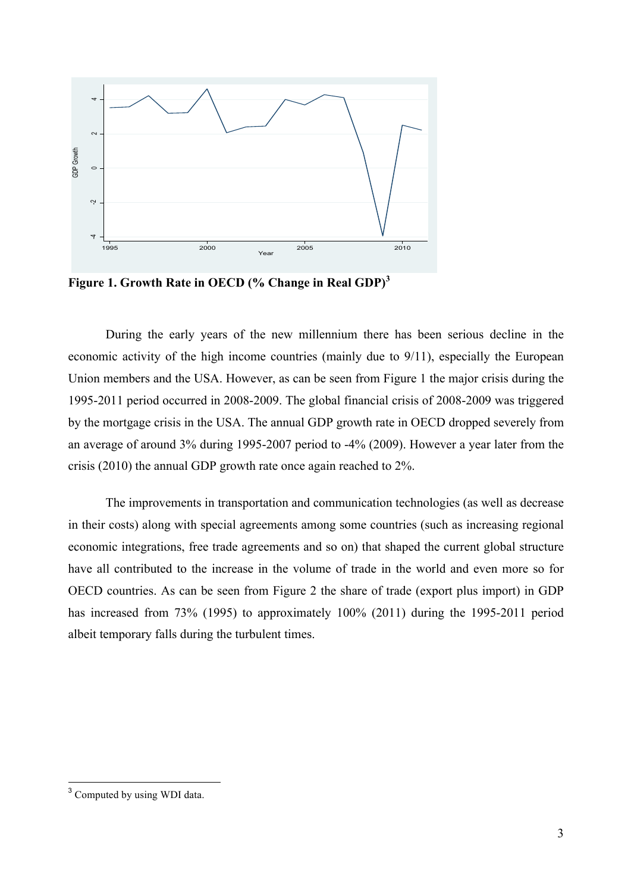**Figure 1. Growth Rate in OECD (% Change in Real GDP)[3]**

During the early years of the new millennium there has been serious decline in the economic activity of the high income countries (mainly due to 9/11), especially the European Union members and the USA. However, as can be seen from Figure 1 the major crisis during the 1995-2011 period occurred in 2008-2009. The global financial crisis of 2008-2009 was triggered by the mortgage crisis in the USA. The annual GDP growth rate in OECD dropped severely from an average of around 3% during 1995-2007 period to -4% (2009). However a year later from the crisis (2010) the annual GDP growth rate once again reached to 2%.

The improvements in transportation and communication technologies (as well as decrease in their costs) along with special agreements among some countries (such as increasing regional economic integrations, free trade agreements and so on) that shaped the current global structure have all contributed to the increase in the volume of trade in the world and even more so for OECD countries. As can be seen from Figure 2 the share of trade (export plus import) in GDP has increased from 73% (1995) to approximately 100% (2011) during the 1995-2011 period albeit temporary falls during the turbulent times.

[3] Computed by using WDI data.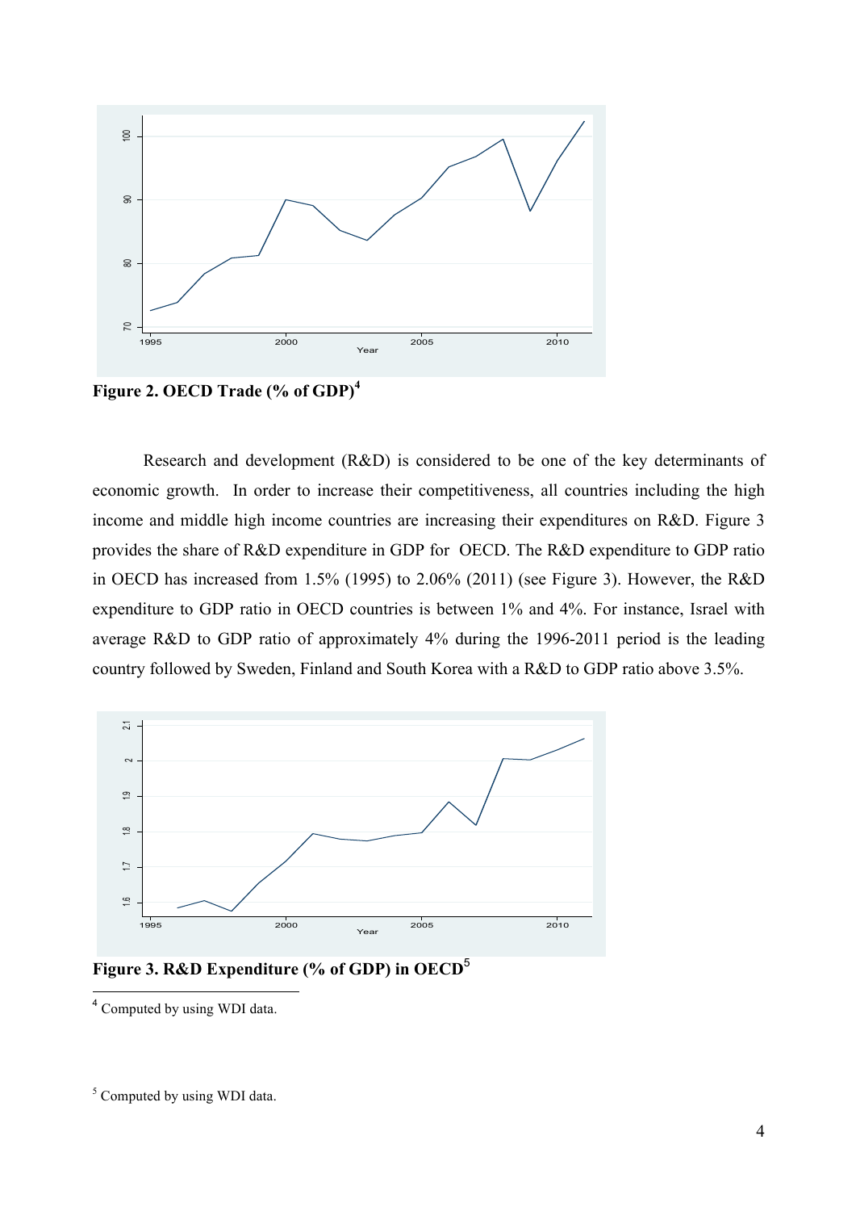**Figure 2. OECD Trade (% of GDP)**[4]

Research and development (R&D) is considered to be one of the key determinants of economic growth. In order to increase their competitiveness, all countries including the high income and middle high income countries are increasing their expenditures on R&D. Figure 3 provides the share of R&D expenditure in GDP for OECD. The R&D expenditure to GDP ratio in OECD has increased from 1.5% (1995) to 2.06% (2011) (see Figure 3). However, the R&D expenditure to GDP ratio in OECD countries is between 1% and 4%. For instance, Israel with average R&D to GDP ratio of approximately 4% during the 1996-2011 period is the leading country followed by Sweden, Finland and South Korea with a R&D to GDP ratio above 3.5%.

**Figure 3. R&D Expenditure (% of GDP) in OECD**[5]

[4] Computed by using WDI data.

[5] Computed by using WDI data.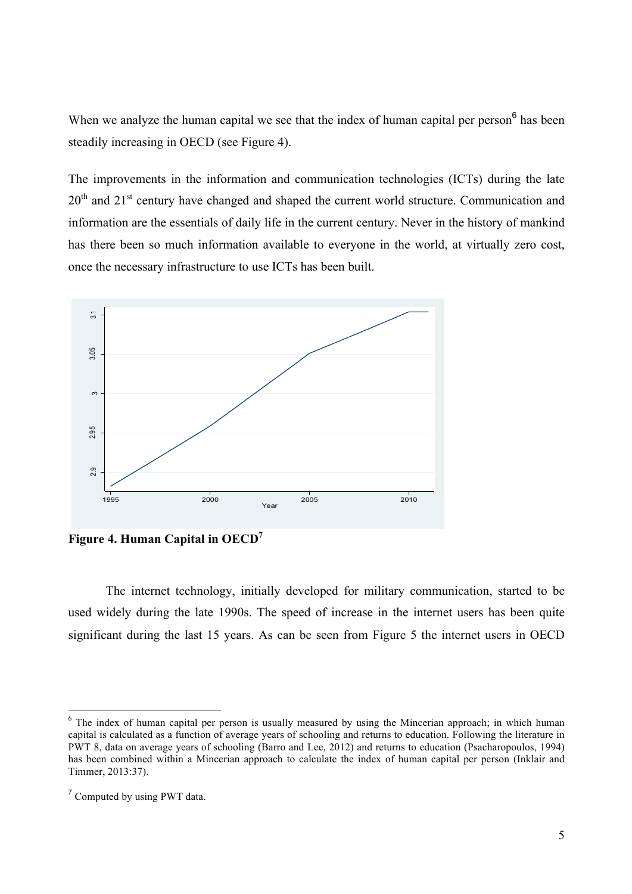When we analyze the human capital we see that the index of human capital per person[6] has been steadily increasing in OECD (see Figure 4).

The improvements in the information and communication technologies (ICTs) during the late 20th and 21st century have changed and shaped the current world structure. Communication and information are the essentials of daily life in the current century. Never in the history of mankind has there been so much information available to everyone in the world, at virtually zero cost, once the necessary infrastructure to use ICTs has been built.

**Figure 4. Human Capital in OECD[7]**

The internet technology, initially developed for military communication, started to be used widely during the late 1990s. The speed of increase in the internet users has been quite significant during the last 15 years. As can be seen from Figure 5 the internet users in OECD

---

[6] The index of human capital per person is usually measured by using the Mincerian approach; in which human capital is calculated as a function of average years of schooling and returns to education. Following the literature in PWT 8, data on average years of schooling (Barro and Lee, 2012) and returns to education (Psacharopoulos, 1994) has been combined within a Mincerian approach to calculate the index of human capital per person (Inklair and Timmer, 2013:37).

[7] Computed by using PWT data.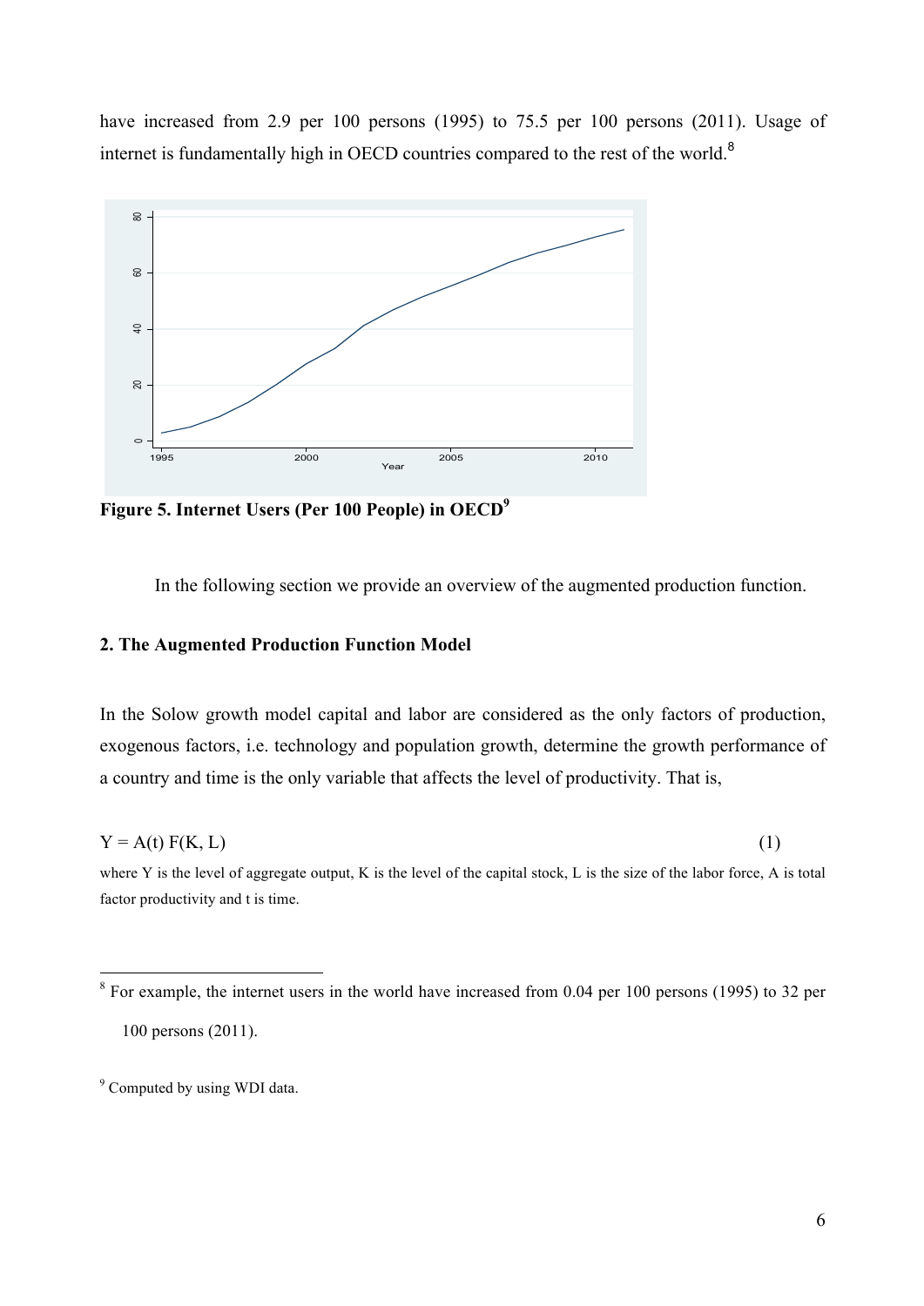have increased from 2.9 per 100 persons (1995) to 75.5 per 100 persons (2011). Usage of internet is fundamentally high in OECD countries compared to the rest of the world.[8]

**Figure 5. Internet Users (Per 100 People) in OECD[9]**

In the following section we provide an overview of the augmented production function.

## 2. The Augmented Production Function Model

In the Solow growth model capital and labor are considered as the only factors of production, exogenous factors, i.e. technology and population growth, determine the growth performance of a country and time is the only variable that affects the level of productivity. That is,

$$Y = A(t)\, F(K, L) \tag{1}$$

where Y is the level of aggregate output, K is the level of the capital stock, L is the size of the labor force, A is total factor productivity and t is time.

---

[8] For example, the internet users in the world have increased from 0.04 per 100 persons (1995) to 32 per 100 persons (2011).

[9] Computed by using WDI data.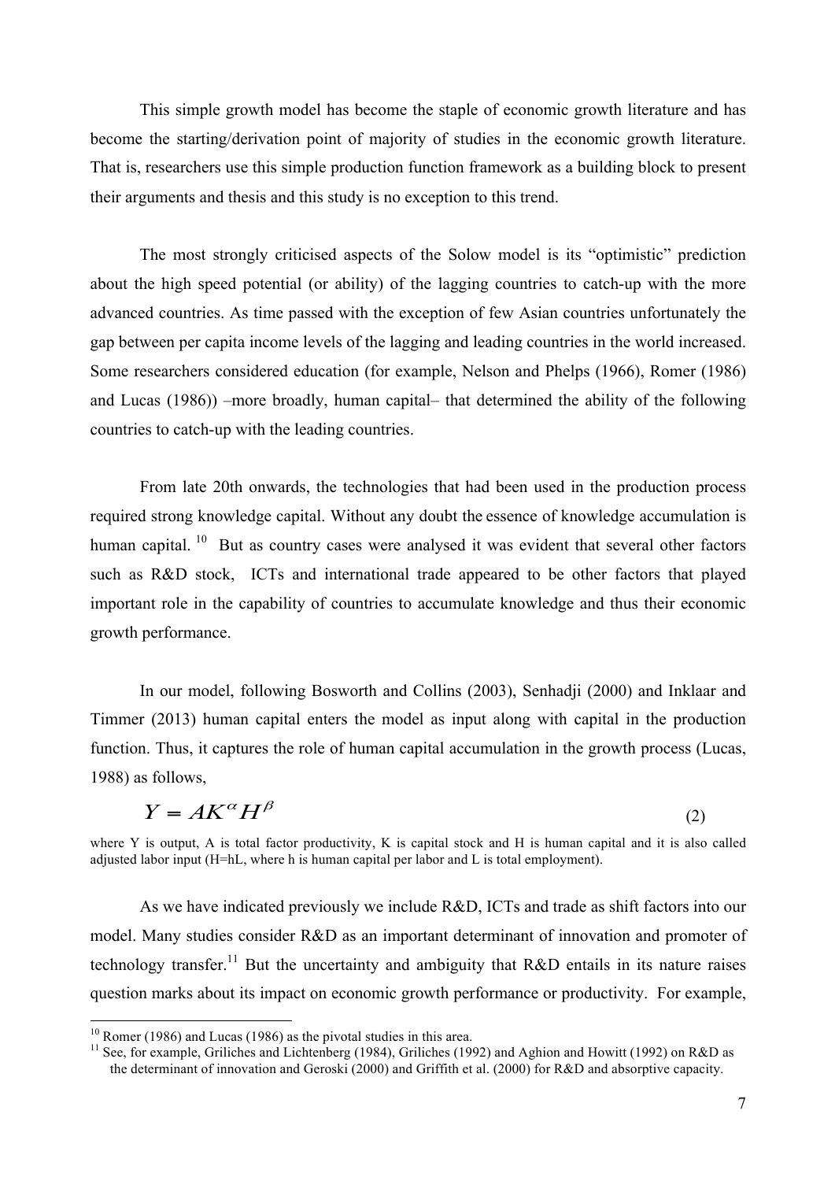This simple growth model has become the staple of economic growth literature and has become the starting/derivation point of majority of studies in the economic growth literature. That is, researchers use this simple production function framework as a building block to present their arguments and thesis and this study is no exception to this trend.

The most strongly criticised aspects of the Solow model is its "optimistic" prediction about the high speed potential (or ability) of the lagging countries to catch-up with the more advanced countries. As time passed with the exception of few Asian countries unfortunately the gap between per capita income levels of the lagging and leading countries in the world increased. Some researchers considered education (for example, Nelson and Phelps (1966), Romer (1986) and Lucas (1986)) –more broadly, human capital– that determined the ability of the following countries to catch-up with the leading countries.

From late 20th onwards, the technologies that had been used in the production process required strong knowledge capital. Without any doubt the essence of knowledge accumulation is human capital. [10] But as country cases were analysed it was evident that several other factors such as R&D stock, ICTs and international trade appeared to be other factors that played important role in the capability of countries to accumulate knowledge and thus their economic growth performance.

In our model, following Bosworth and Collins (2003), Senhadji (2000) and Inklaar and Timmer (2013) human capital enters the model as input along with capital in the production function. Thus, it captures the role of human capital accumulation in the growth process (Lucas, 1988) as follows,

$$Y = AK^{\alpha}H^{\beta} \tag{2}$$

where Y is output, A is total factor productivity, K is capital stock and H is human capital and it is also called adjusted labor input (H=hL, where h is human capital per labor and L is total employment).

As we have indicated previously we include R&D, ICTs and trade as shift factors into our model. Many studies consider R&D as an important determinant of innovation and promoter of technology transfer.[11] But the uncertainty and ambiguity that R&D entails in its nature raises question marks about its impact on economic growth performance or productivity. For example,

[10] Romer (1986) and Lucas (1986) as the pivotal studies in this area.

[11] See, for example, Griliches and Lichtenberg (1984), Griliches (1992) and Aghion and Howitt (1992) on R&D as the determinant of innovation and Geroski (2000) and Griffith et al. (2000) for R&D and absorptive capacity.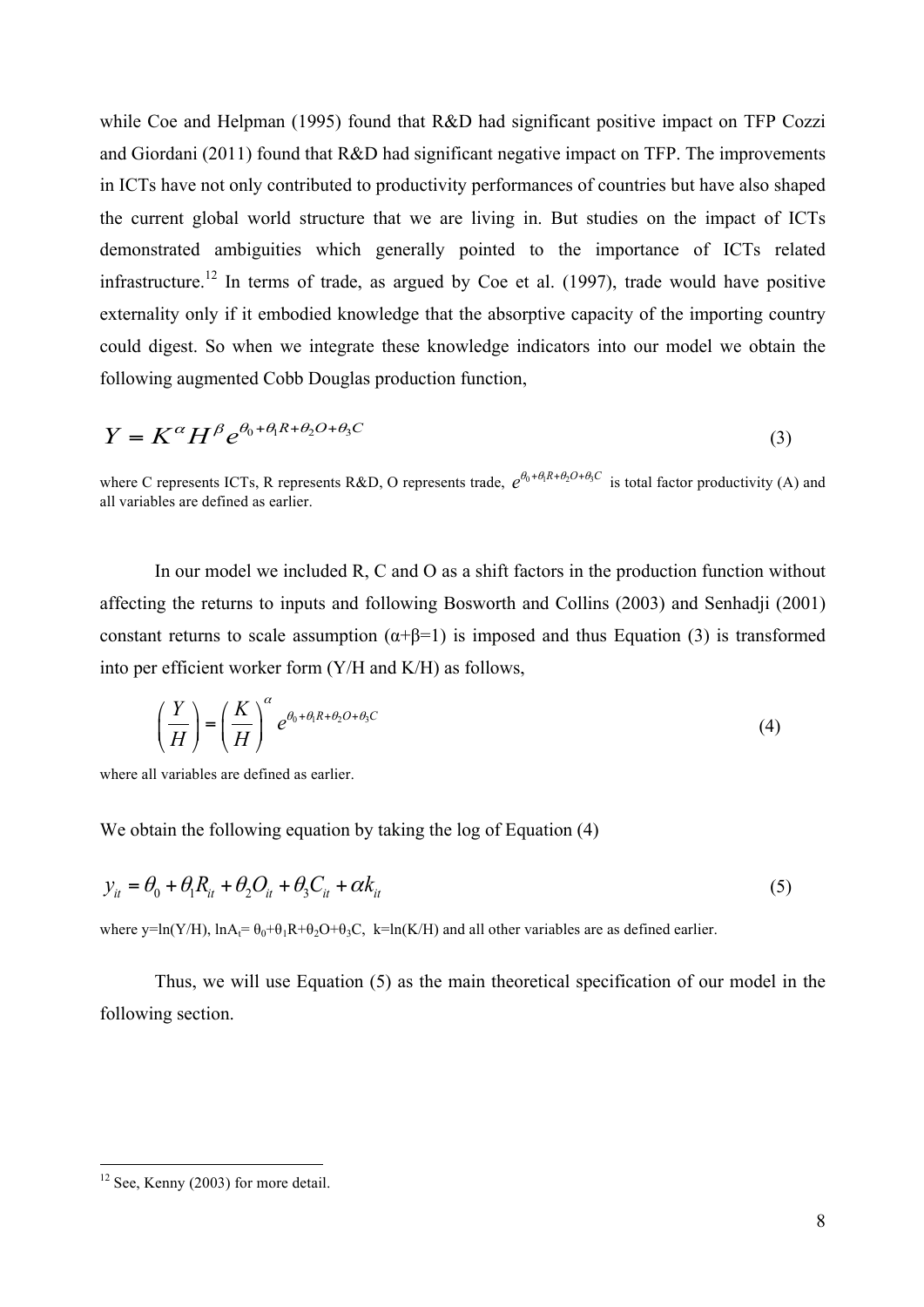while Coe and Helpman (1995) found that R&D had significant positive impact on TFP Cozzi and Giordani (2011) found that R&D had significant negative impact on TFP. The improvements in ICTs have not only contributed to productivity performances of countries but have also shaped the current global world structure that we are living in. But studies on the impact of ICTs demonstrated ambiguities which generally pointed to the importance of ICTs related infrastructure.[12] In terms of trade, as argued by Coe et al. (1997), trade would have positive externality only if it embodied knowledge that the absorptive capacity of the importing country could digest. So when we integrate these knowledge indicators into our model we obtain the following augmented Cobb Douglas production function,

$$Y = K^{\alpha} H^{\beta} e^{\theta_0 + \theta_1 R + \theta_2 O + \theta_3 C} \tag{3}$$

where C represents ICTs, R represents R&D, O represents trade, $e^{\theta_0+\theta_1 R+\theta_2 O+\theta_3 C}$ is total factor productivity (A) and all variables are defined as earlier.

In our model we included R, C and O as a shift factors in the production function without affecting the returns to inputs and following Bosworth and Collins (2003) and Senhadji (2001) constant returns to scale assumption ($\alpha+\beta=1$) is imposed and thus Equation (3) is transformed into per efficient worker form (Y/H and K/H) as follows,

$$\left(\frac{Y}{H}\right) = \left(\frac{K}{H}\right)^{\alpha} e^{\theta_0 + \theta_1 R + \theta_2 O + \theta_3 C} \tag{4}$$

where all variables are defined as earlier.

We obtain the following equation by taking the log of Equation (4)

$$y_{it} = \theta_0 + \theta_1 R_{it} + \theta_2 O_{it} + \theta_3 C_{it} + \alpha k_{it} \tag{5}$$

where y=ln(Y/H), $\ln A_t = \theta_0+\theta_1 R+\theta_2 O+\theta_3 C$, k=ln(K/H) and all other variables are as defined earlier.

Thus, we will use Equation (5) as the main theoretical specification of our model in the following section.

[12] See, Kenny (2003) for more detail.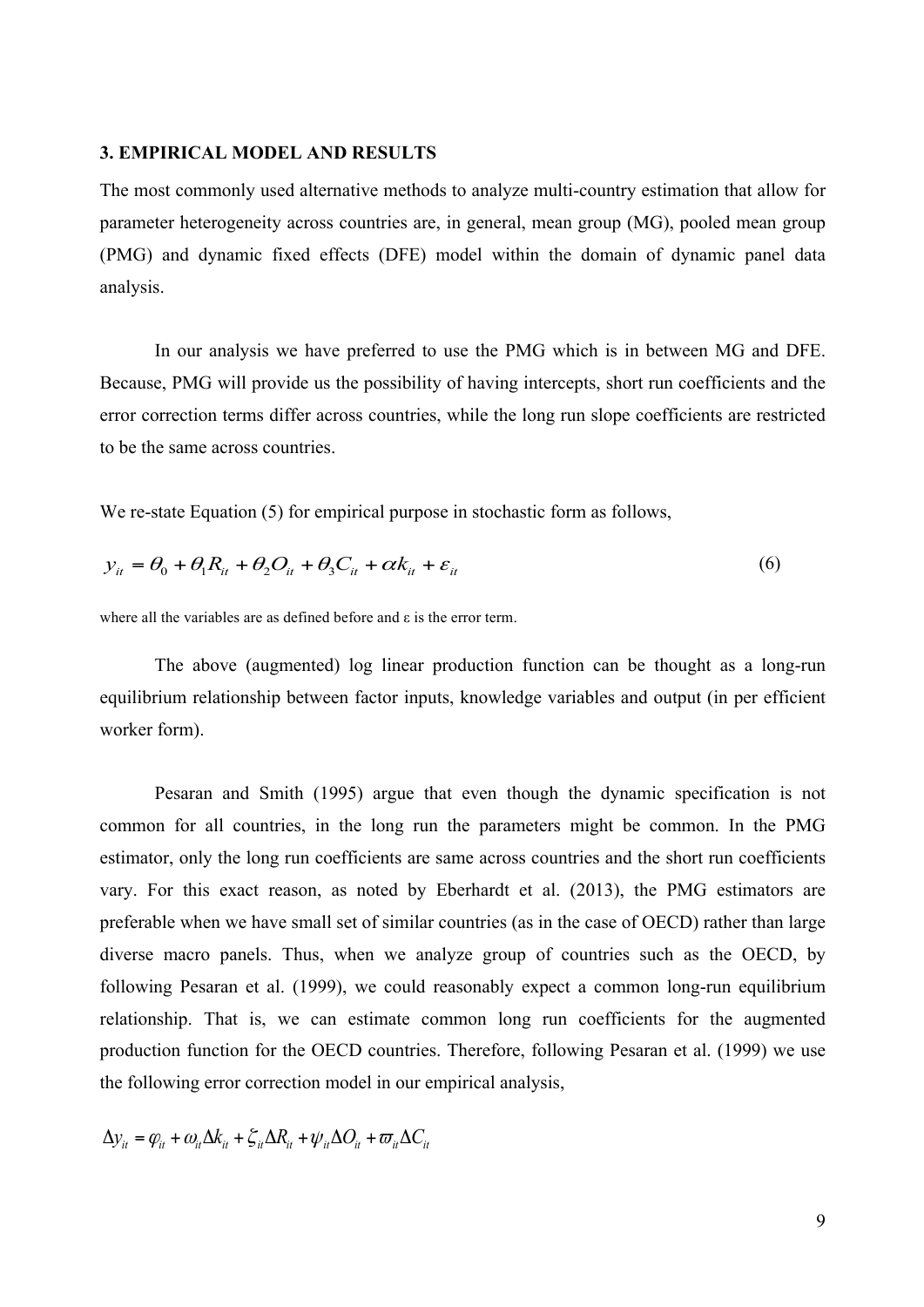### 3. EMPIRICAL MODEL AND RESULTS

The most commonly used alternative methods to analyze multi-country estimation that allow for parameter heterogeneity across countries are, in general, mean group (MG), pooled mean group (PMG) and dynamic fixed effects (DFE) model within the domain of dynamic panel data analysis.

In our analysis we have preferred to use the PMG which is in between MG and DFE. Because, PMG will provide us the possibility of having intercepts, short run coefficients and the error correction terms differ across countries, while the long run slope coefficients are restricted to be the same across countries.

We re-state Equation (5) for empirical purpose in stochastic form as follows,

$$y_{it} = \theta_0 + \theta_1 R_{it} + \theta_2 O_{it} + \theta_3 C_{it} + \alpha k_{it} + \varepsilon_{it} \tag{6}$$

where all the variables are as defined before and ε is the error term.

The above (augmented) log linear production function can be thought as a long-run equilibrium relationship between factor inputs, knowledge variables and output (in per efficient worker form).

Pesaran and Smith (1995) argue that even though the dynamic specification is not common for all countries, in the long run the parameters might be common. In the PMG estimator, only the long run coefficients are same across countries and the short run coefficients vary. For this exact reason, as noted by Eberhardt et al. (2013), the PMG estimators are preferable when we have small set of similar countries (as in the case of OECD) rather than large diverse macro panels. Thus, when we analyze group of countries such as the OECD, by following Pesaran et al. (1999), we could reasonably expect a common long-run equilibrium relationship. That is, we can estimate common long run coefficients for the augmented production function for the OECD countries. Therefore, following Pesaran et al. (1999) we use the following error correction model in our empirical analysis,

$$\Delta y_{it} = \varphi_{it} + \omega_{it} \Delta k_{it} + \zeta_{it} \Delta R_{it} + \psi_{it} \Delta O_{it} + \varpi_{it} \Delta C_{it}$$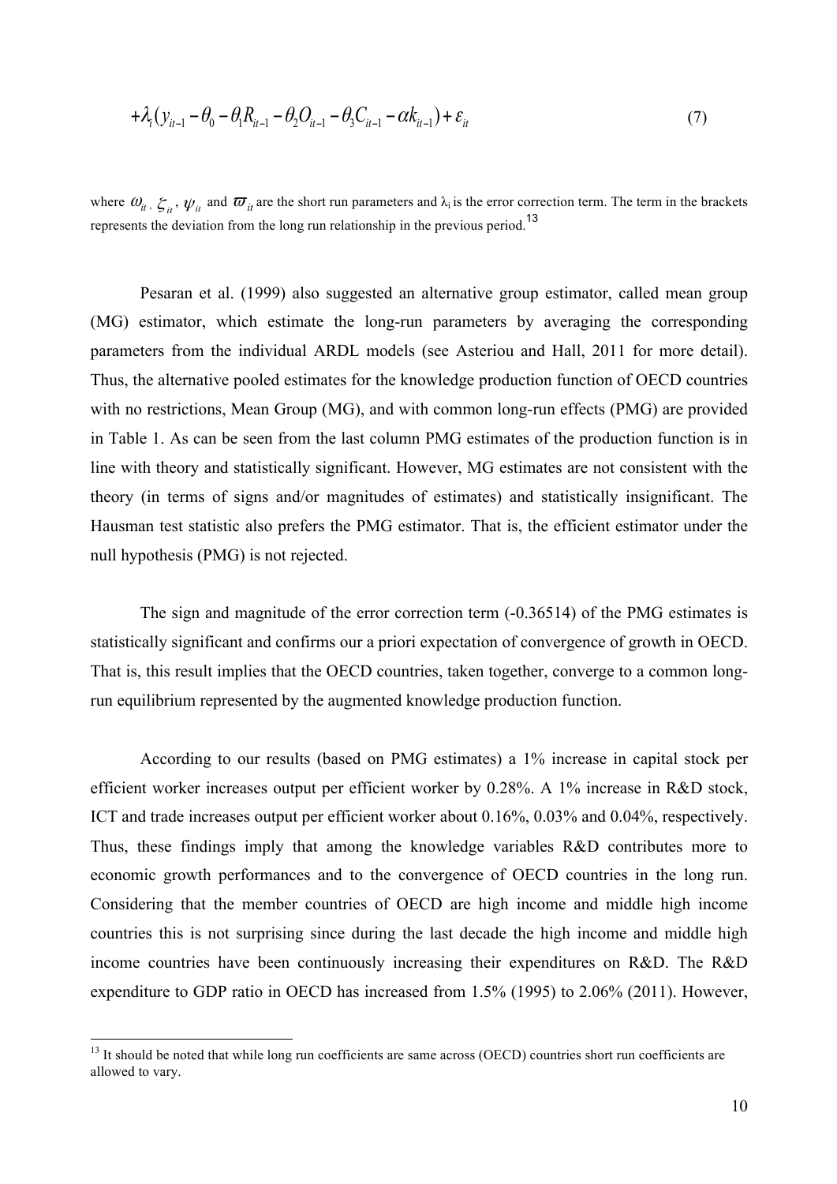$$+\lambda_i(y_{it-1} - \theta_0 - \theta_1 R_{it-1} - \theta_2 O_{it-1} - \theta_3 C_{it-1} - \alpha k_{it-1}) + \varepsilon_{it} \tag{7}$$

where $\omega_{it}$, $\xi_{it}$, $\psi_{it}$ and $\varpi_{it}$ are the short run parameters and $\lambda_i$ is the error correction term. The term in the brackets represents the deviation from the long run relationship in the previous period.[13]

Pesaran et al. (1999) also suggested an alternative group estimator, called mean group (MG) estimator, which estimate the long-run parameters by averaging the corresponding parameters from the individual ARDL models (see Asteriou and Hall, 2011 for more detail). Thus, the alternative pooled estimates for the knowledge production function of OECD countries with no restrictions, Mean Group (MG), and with common long-run effects (PMG) are provided in Table 1. As can be seen from the last column PMG estimates of the production function is in line with theory and statistically significant. However, MG estimates are not consistent with the theory (in terms of signs and/or magnitudes of estimates) and statistically insignificant. The Hausman test statistic also prefers the PMG estimator. That is, the efficient estimator under the null hypothesis (PMG) is not rejected.

The sign and magnitude of the error correction term (-0.36514) of the PMG estimates is statistically significant and confirms our a priori expectation of convergence of growth in OECD. That is, this result implies that the OECD countries, taken together, converge to a common long-run equilibrium represented by the augmented knowledge production function.

According to our results (based on PMG estimates) a 1% increase in capital stock per efficient worker increases output per efficient worker by 0.28%. A 1% increase in R&D stock, ICT and trade increases output per efficient worker about 0.16%, 0.03% and 0.04%, respectively. Thus, these findings imply that among the knowledge variables R&D contributes more to economic growth performances and to the convergence of OECD countries in the long run. Considering that the member countries of OECD are high income and middle high income countries this is not surprising since during the last decade the high income and middle high income countries have been continuously increasing their expenditures on R&D. The R&D expenditure to GDP ratio in OECD has increased from 1.5% (1995) to 2.06% (2011). However,

[13] It should be noted that while long run coefficients are same across (OECD) countries short run coefficients are allowed to vary.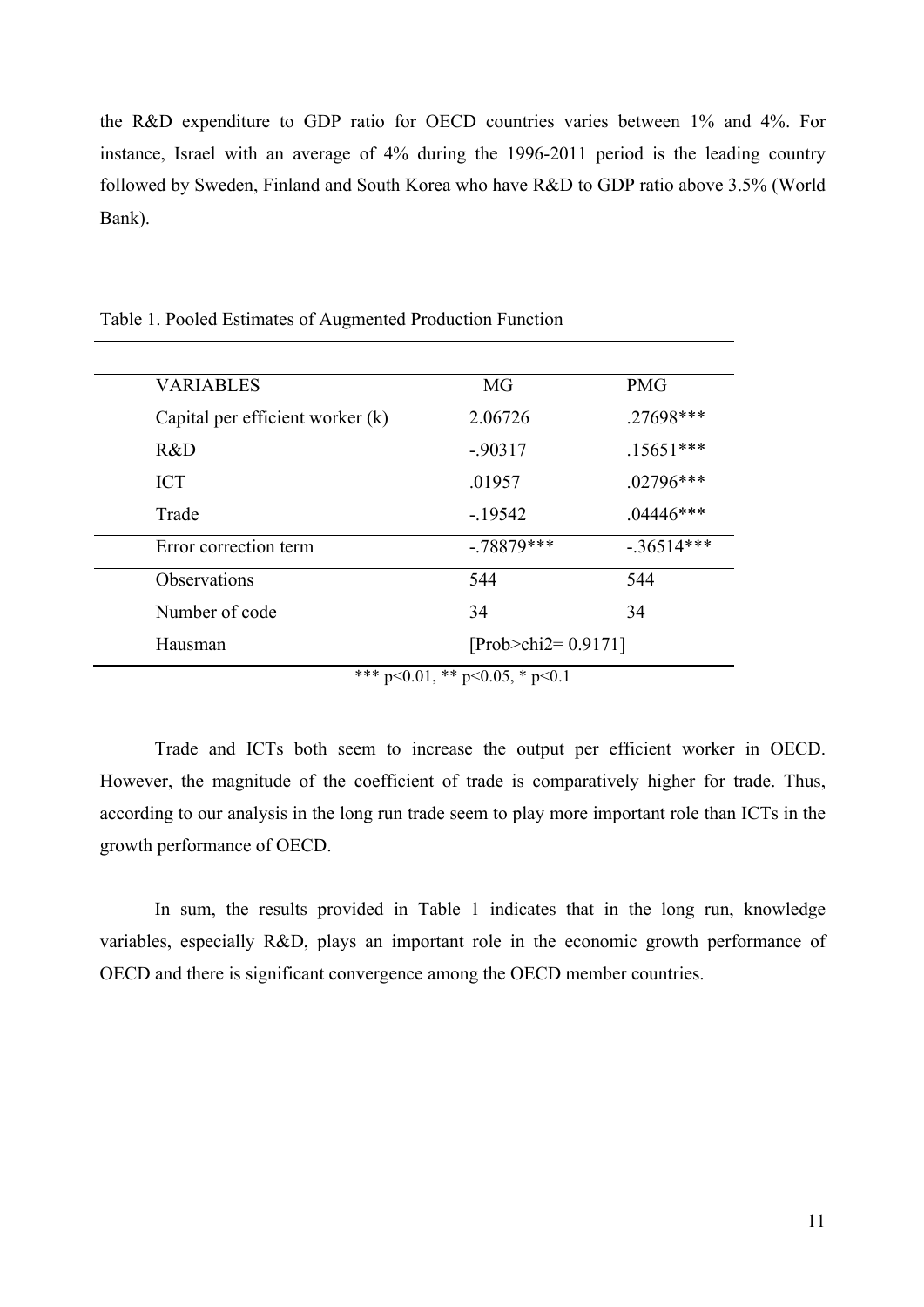the R&D expenditure to GDP ratio for OECD countries varies between 1% and 4%. For instance, Israel with an average of 4% during the 1996-2011 period is the leading country followed by Sweden, Finland and South Korea who have R&D to GDP ratio above 3.5% (World Bank).

Table 1. Pooled Estimates of Augmented Production Function

| VARIABLES | MG | PMG |
|---|---|---|
| Capital per efficient worker (k) | 2.06726 | .27698*** |
| R&D | -.90317 | .15651*** |
| ICT | .01957 | .02796*** |
| Trade | -.19542 | .04446*** |
| Error correction term | -.78879*** | -.36514*** |
| Observations | 544 | 544 |
| Number of code | 34 | 34 |
| Hausman | [Prob>chi2= 0.9171] | |

*** p<0.01, ** p<0.05, * p<0.1

Trade and ICTs both seem to increase the output per efficient worker in OECD. However, the magnitude of the coefficient of trade is comparatively higher for trade. Thus, according to our analysis in the long run trade seem to play more important role than ICTs in the growth performance of OECD.

In sum, the results provided in Table 1 indicates that in the long run, knowledge variables, especially R&D, plays an important role in the economic growth performance of OECD and there is significant convergence among the OECD member countries.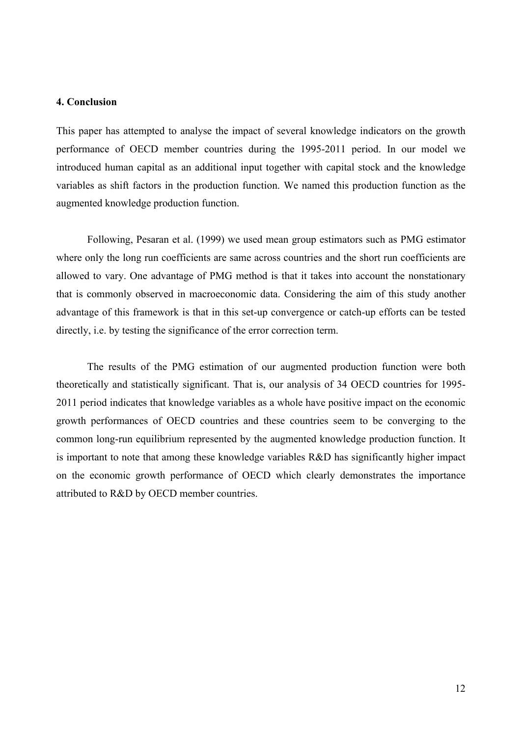**4. Conclusion**

This paper has attempted to analyse the impact of several knowledge indicators on the growth performance of OECD member countries during the 1995-2011 period. In our model we introduced human capital as an additional input together with capital stock and the knowledge variables as shift factors in the production function. We named this production function as the augmented knowledge production function.

Following, Pesaran et al. (1999) we used mean group estimators such as PMG estimator where only the long run coefficients are same across countries and the short run coefficients are allowed to vary. One advantage of PMG method is that it takes into account the nonstationary that is commonly observed in macroeconomic data. Considering the aim of this study another advantage of this framework is that in this set-up convergence or catch-up efforts can be tested directly, i.e. by testing the significance of the error correction term.

The results of the PMG estimation of our augmented production function were both theoretically and statistically significant. That is, our analysis of 34 OECD countries for 1995-2011 period indicates that knowledge variables as a whole have positive impact on the economic growth performances of OECD countries and these countries seem to be converging to the common long-run equilibrium represented by the augmented knowledge production function. It is important to note that among these knowledge variables R&D has significantly higher impact on the economic growth performance of OECD which clearly demonstrates the importance attributed to R&D by OECD member countries.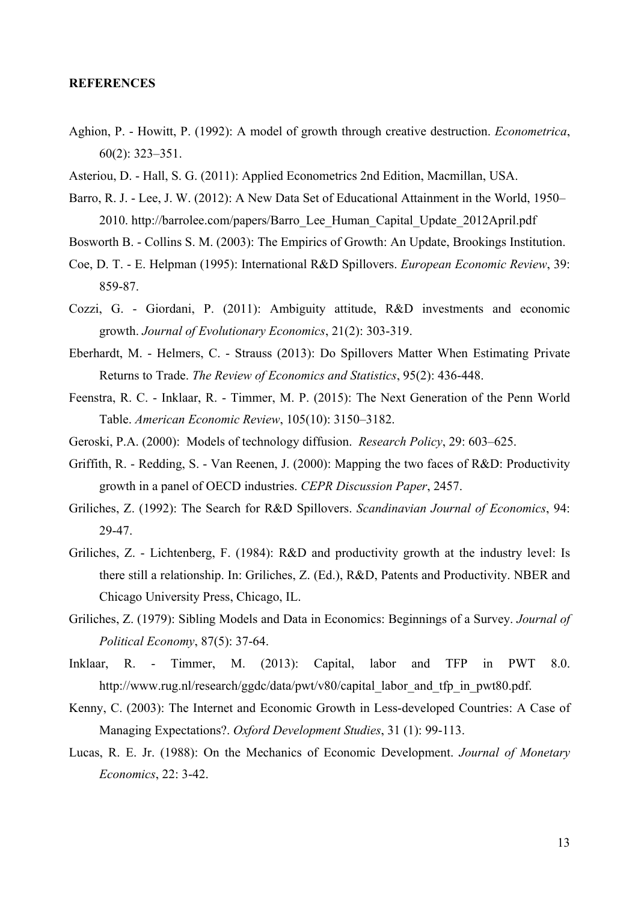**REFERENCES**

Aghion, P. - Howitt, P. (1992): A model of growth through creative destruction. *Econometrica*, 60(2): 323–351.

Asteriou, D. - Hall, S. G. (2011): Applied Econometrics 2nd Edition, Macmillan, USA.

Barro, R. J. - Lee, J. W. (2012): A New Data Set of Educational Attainment in the World, 1950–2010. http://barrolee.com/papers/Barro_Lee_Human_Capital_Update_2012April.pdf

Bosworth B. - Collins S. M. (2003): The Empirics of Growth: An Update, Brookings Institution.

Coe, D. T. - E. Helpman (1995): International R&D Spillovers. *European Economic Review*, 39: 859-87.

Cozzi, G. - Giordani, P. (2011): Ambiguity attitude, R&D investments and economic growth. *Journal of Evolutionary Economics*, 21(2): 303-319.

Eberhardt, M. - Helmers, C. - Strauss (2013): Do Spillovers Matter When Estimating Private Returns to Trade. *The Review of Economics and Statistics*, 95(2): 436-448.

Feenstra, R. C. - Inklaar, R. - Timmer, M. P. (2015): The Next Generation of the Penn World Table. *American Economic Review*, 105(10): 3150–3182.

Geroski, P.A. (2000): Models of technology diffusion. *Research Policy*, 29: 603–625.

Griffith, R. - Redding, S. - Van Reenen, J. (2000): Mapping the two faces of R&D: Productivity growth in a panel of OECD industries. *CEPR Discussion Paper*, 2457.

Griliches, Z. (1992): The Search for R&D Spillovers. *Scandinavian Journal of Economics*, 94: 29-47.

Griliches, Z. - Lichtenberg, F. (1984): R&D and productivity growth at the industry level: Is there still a relationship. In: Griliches, Z. (Ed.), R&D, Patents and Productivity. NBER and Chicago University Press, Chicago, IL.

Griliches, Z. (1979): Sibling Models and Data in Economics: Beginnings of a Survey. *Journal of Political Economy*, 87(5): 37-64.

Inklaar, R. - Timmer, M. (2013): Capital, labor and TFP in PWT 8.0. http://www.rug.nl/research/ggdc/data/pwt/v80/capital_labor_and_tfp_in_pwt80.pdf.

Kenny, C. (2003): The Internet and Economic Growth in Less-developed Countries: A Case of Managing Expectations?. *Oxford Development Studies*, 31 (1): 99-113.

Lucas, R. E. Jr. (1988): On the Mechanics of Economic Development. *Journal of Monetary Economics*, 22: 3-42.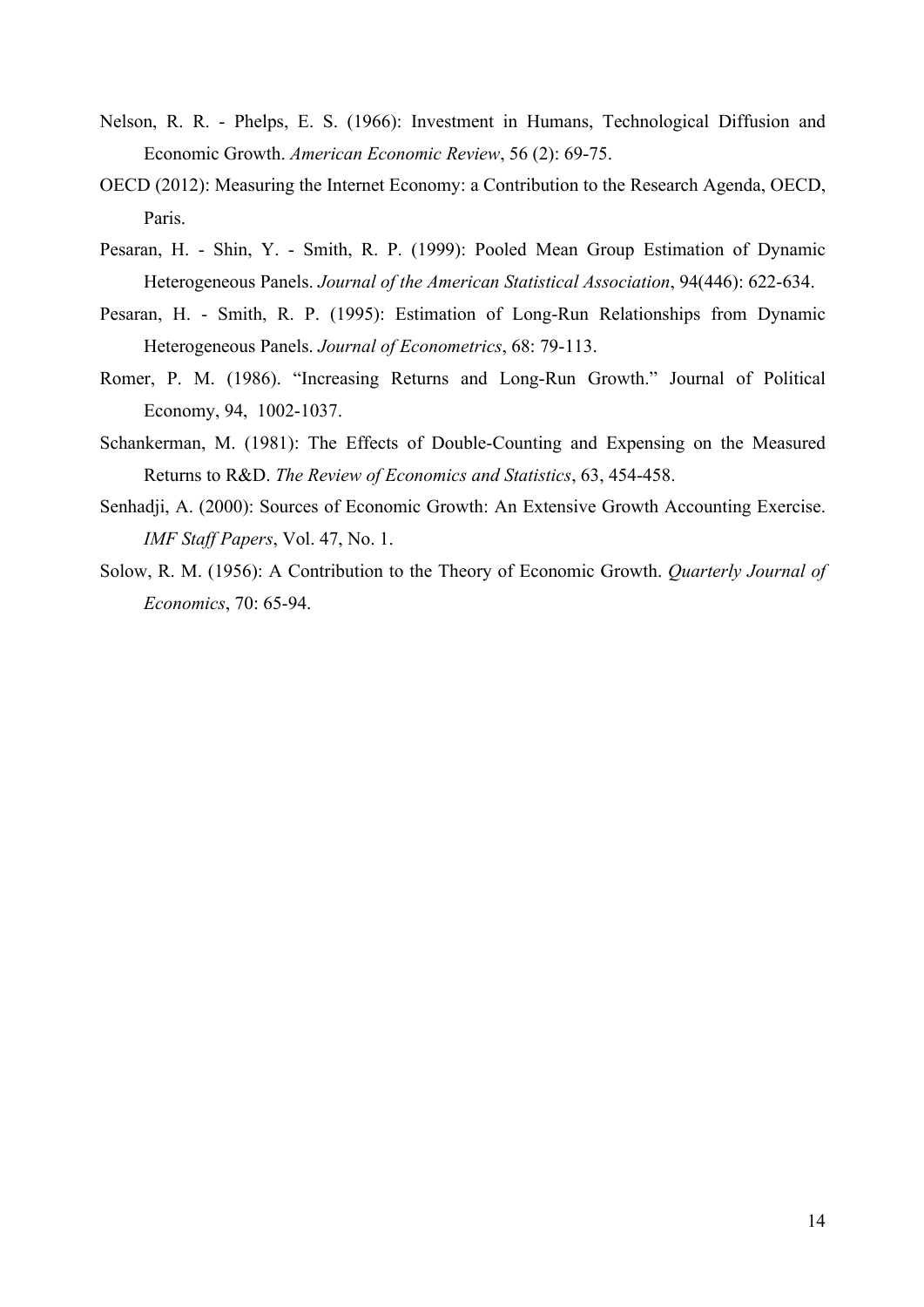Nelson, R. R. - Phelps, E. S. (1966): Investment in Humans, Technological Diffusion and Economic Growth. *American Economic Review*, 56 (2): 69-75.

OECD (2012): Measuring the Internet Economy: a Contribution to the Research Agenda, OECD, Paris.

Pesaran, H. - Shin, Y. - Smith, R. P. (1999): Pooled Mean Group Estimation of Dynamic Heterogeneous Panels. *Journal of the American Statistical Association*, 94(446): 622-634.

Pesaran, H. - Smith, R. P. (1995): Estimation of Long-Run Relationships from Dynamic Heterogeneous Panels. *Journal of Econometrics*, 68: 79-113.

Romer, P. M. (1986). "Increasing Returns and Long-Run Growth." Journal of Political Economy, 94, 1002-1037.

Schankerman, M. (1981): The Effects of Double-Counting and Expensing on the Measured Returns to R&D. *The Review of Economics and Statistics*, 63, 454-458.

Senhadji, A. (2000): Sources of Economic Growth: An Extensive Growth Accounting Exercise. *IMF Staff Papers*, Vol. 47, No. 1.

Solow, R. M. (1956): A Contribution to the Theory of Economic Growth. *Quarterly Journal of Economics*, 70: 65-94.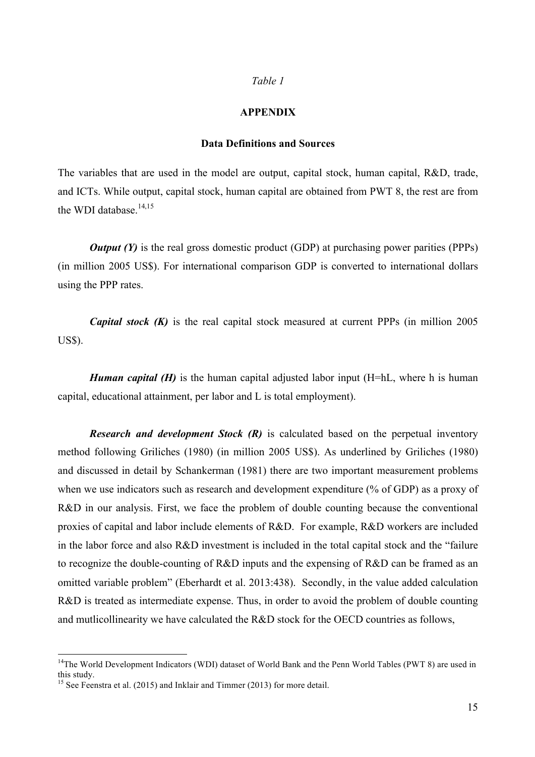*Table 1*

**APPENDIX**

**Data Definitions and Sources**

The variables that are used in the model are output, capital stock, human capital, R&D, trade, and ICTs. While output, capital stock, human capital are obtained from PWT 8, the rest are from the WDI database.[14,15]

***Output (Y)*** is the real gross domestic product (GDP) at purchasing power parities (PPPs) (in million 2005 US$). For international comparison GDP is converted to international dollars using the PPP rates.

***Capital stock (K)*** is the real capital stock measured at current PPPs (in million 2005 US$).

***Human capital (H)*** is the human capital adjusted labor input (H=hL, where h is human capital, educational attainment, per labor and L is total employment).

***Research and development Stock (R)*** is calculated based on the perpetual inventory method following Griliches (1980) (in million 2005 US$). As underlined by Griliches (1980) and discussed in detail by Schankerman (1981) there are two important measurement problems when we use indicators such as research and development expenditure (% of GDP) as a proxy of R&D in our analysis. First, we face the problem of double counting because the conventional proxies of capital and labor include elements of R&D. For example, R&D workers are included in the labor force and also R&D investment is included in the total capital stock and the "failure to recognize the double-counting of R&D inputs and the expensing of R&D can be framed as an omitted variable problem" (Eberhardt et al. 2013:438). Secondly, in the value added calculation R&D is treated as intermediate expense. Thus, in order to avoid the problem of double counting and mutlicollinearity we have calculated the R&D stock for the OECD countries as follows,

---

[14] The World Development Indicators (WDI) dataset of World Bank and the Penn World Tables (PWT 8) are used in this study.

[15] See Feenstra et al. (2015) and Inklair and Timmer (2013) for more detail.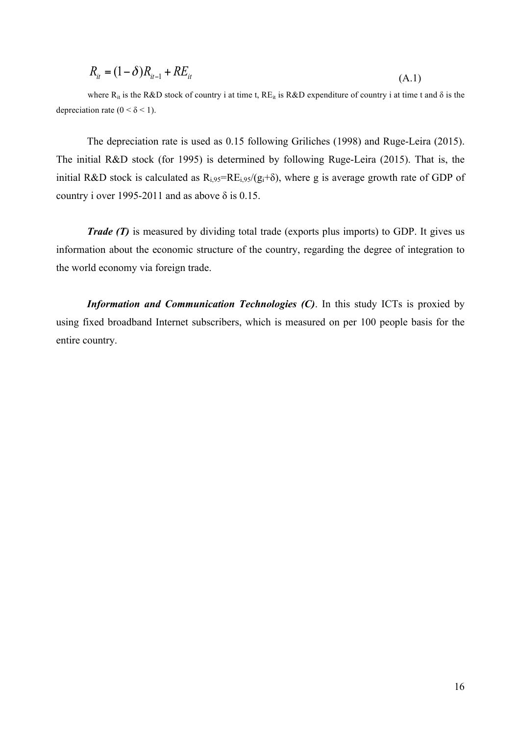$$R_{it} = (1-\delta)R_{it-1} + RE_{it} \tag{A.1}$$

where $R_{it}$ is the R&D stock of country i at time t, $RE_{it}$ is R&D expenditure of country i at time t and δ is the depreciation rate ($0 < \delta < 1$).

The depreciation rate is used as 0.15 following Griliches (1998) and Ruge-Leira (2015). The initial R&D stock (for 1995) is determined by following Ruge-Leira (2015). That is, the initial R&D stock is calculated as $R_{i,95}=RE_{i,95}/(g_i+\delta)$, where g is average growth rate of GDP of country i over 1995-2011 and as above δ is 0.15.

***Trade (T)*** is measured by dividing total trade (exports plus imports) to GDP. It gives us information about the economic structure of the country, regarding the degree of integration to the world economy via foreign trade.

***Information and Communication Technologies (C)***. In this study ICTs is proxied by using fixed broadband Internet subscribers, which is measured on per 100 people basis for the entire country.